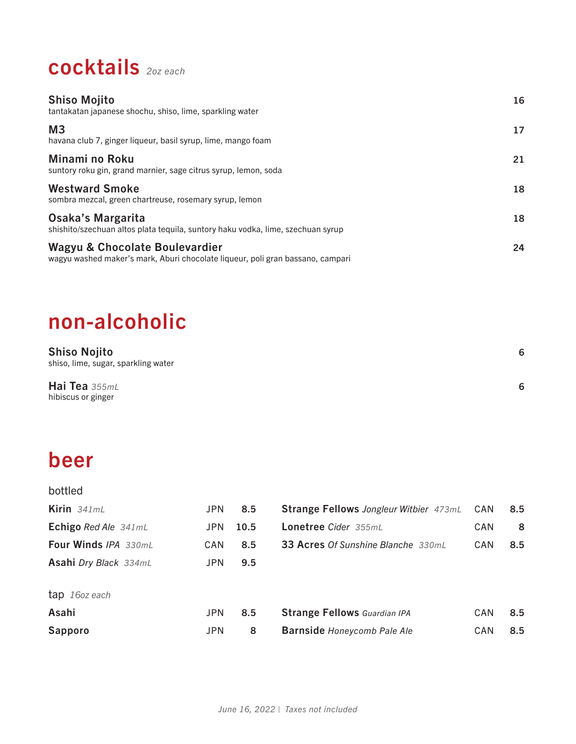# cocktails *2oz each*

**Shiso Mojito** — 16
tantakatan japanese shochu, shiso, lime, sparkling water

**M3** — 17
havana club 7, ginger liqueur, basil syrup, lime, mango foam

**Minami no Roku** — 21
suntory roku gin, grand marnier, sage citrus syrup, lemon, soda

**Westward Smoke** — 18
sombra mezcal, green chartreuse, rosemary syrup, lemon

**Osaka's Margarita** — 18
shishito/szechuan altos plata tequila, suntory haku vodka, lime, szechuan syrup

**Wagyu & Chocolate Boulevardier** — 24
wagyu washed maker's mark, Aburi chocolate liqueur, poli gran bassano, campari

# non-alcoholic

**Shiso Nojito** — 6
shiso, lime, sugar, sparkling water

**Hai Tea** *355mL* — 6
hibiscus or ginger

# beer

## bottled

| Beer | Origin | Price |
|---|---|---|
| **Kirin** *341mL* | JPN | 8.5 |
| **Echigo** *Red Ale 341mL* | JPN | 10.5 |
| **Four Winds** *IPA 330mL* | CAN | 8.5 |
| **Asahi** *Dry Black 334mL* | JPN | 9.5 |
| **Strange Fellows** *Jongleur Witbier 473mL* | CAN | 8.5 |
| **Lonetree** *Cider 355mL* | CAN | 8 |
| **33 Acres** *Of Sunshine Blanche 330mL* | CAN | 8.5 |

## tap *16oz each*

| Beer | Origin | Price |
|---|---|---|
| **Asahi** | JPN | 8.5 |
| **Sapporo** | JPN | 8 |
| **Strange Fellows** *Guardian IPA* | CAN | 8.5 |
| **Barnside** *Honeycomb Pale Ale* | CAN | 8.5 |

*June 16, 2022 | Taxes not included*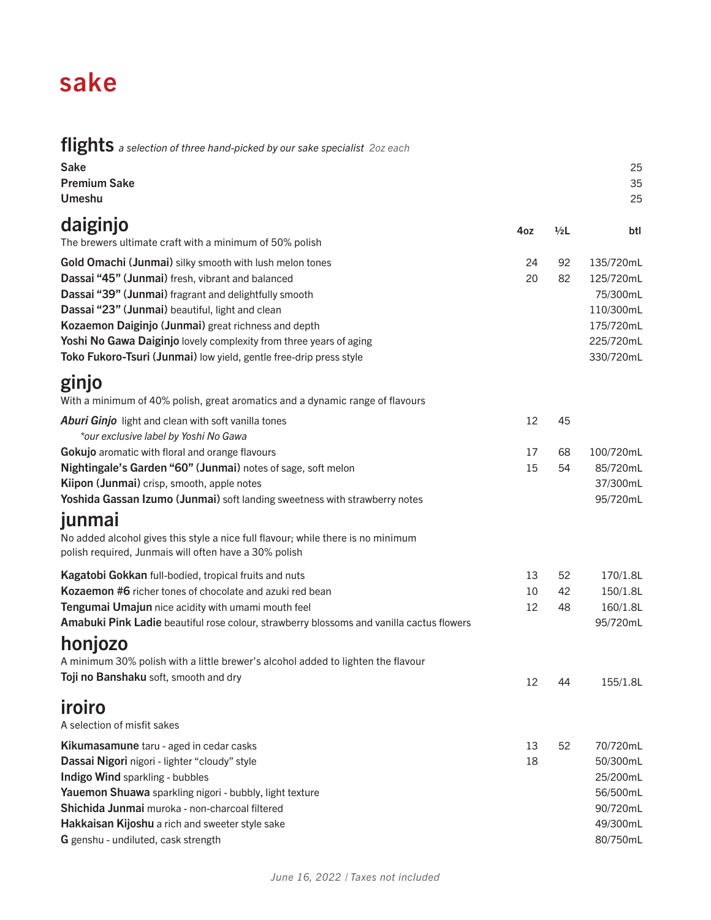# sake

## flights *a selection of three hand-picked by our sake specialist 2oz each*

| | |
|---|---|
| **Sake** | 25 |
| **Premium Sake** | 35 |
| **Umeshu** | 25 |

## daiginjo

The brewers ultimate craft with a minimum of 50% polish

| | 4oz | ½L | btl |
|---|---|---|---|
| **Gold Omachi (Junmai)** silky smooth with lush melon tones | 24 | 92 | 135/720mL |
| **Dassai "45" (Junmai)** fresh, vibrant and balanced | 20 | 82 | 125/720mL |
| **Dassai "39" (Junmai)** fragrant and delightfully smooth | | | 75/300mL |
| **Dassai "23" (Junmai)** beautiful, light and clean | | | 110/300mL |
| **Kozaemon Daiginjo (Junmai)** great richness and depth | | | 175/720mL |
| **Yoshi No Gawa Daiginjo** lovely complexity from three years of aging | | | 225/720mL |
| **Toko Fukoro-Tsuri (Junmai)** low yield, gentle free-drip press style | | | 330/720mL |

## ginjo

With a minimum of 40% polish, great aromatics and a dynamic range of flavours

| | 4oz | ½L | btl |
|---|---|---|---|
| ***Aburi Ginjo*** light and clean with soft vanilla tones *\*our exclusive label by Yoshi No Gawa* | 12 | 45 | |
| **Gokujo** aromatic with floral and orange flavours | 17 | 68 | 100/720mL |
| **Nightingale's Garden "60" (Junmai)** notes of sage, soft melon | 15 | 54 | 85/720mL |
| **Kiipon (Junmai)** crisp, smooth, apple notes | | | 37/300mL |
| **Yoshida Gassan Izumo (Junmai)** soft landing sweetness with strawberry notes | | | 95/720mL |

## junmai

No added alcohol gives this style a nice full flavour; while there is no minimum polish required, Junmais will often have a 30% polish

| | 4oz | ½L | btl |
|---|---|---|---|
| **Kagatobi Gokkan** full-bodied, tropical fruits and nuts | 13 | 52 | 170/1.8L |
| **Kozaemon #6** richer tones of chocolate and azuki red bean | 10 | 42 | 150/1.8L |
| **Tengumai Umajun** nice acidity with umami mouth feel | 12 | 48 | 160/1.8L |
| **Amabuki Pink Ladie** beautiful rose colour, strawberry blossoms and vanilla cactus flowers | | | 95/720mL |

## honjozo

A minimum 30% polish with a little brewer's alcohol added to lighten the flavour

| | 4oz | ½L | btl |
|---|---|---|---|
| **Toji no Banshaku** soft, smooth and dry | 12 | 44 | 155/1.8L |

## iroiro

A selection of misfit sakes

| | 4oz | ½L | btl |
|---|---|---|---|
| **Kikumasamune** taru - aged in cedar casks | 13 | 52 | 70/720mL |
| **Dassai Nigori** nigori - lighter "cloudy" style | 18 | | 50/300mL |
| **Indigo Wind** sparkling - bubbles | | | 25/200mL |
| **Yauemon Shuawa** sparkling nigori - bubbly, light texture | | | 56/500mL |
| **Shichida Junmai** muroka - non-charcoal filtered | | | 90/720mL |
| **Hakkaisan Kijoshu** a rich and sweeter style sake | | | 49/300mL |
| **G** genshu - undiluted, cask strength | | | 80/750mL |

*June 16, 2022 | Taxes not included*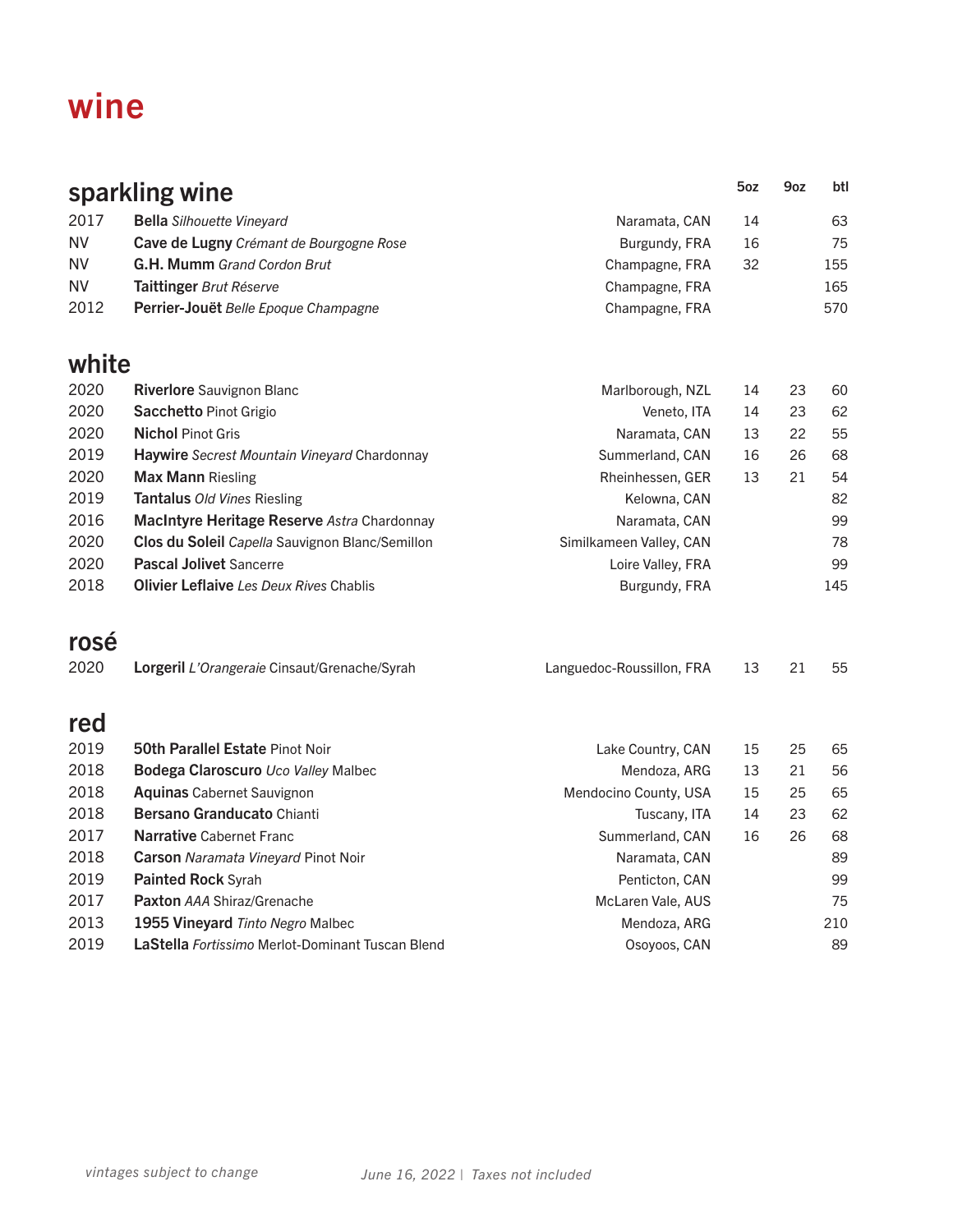# wine

## sparkling wine

| Vintage | Wine | Region | 5oz | 9oz | btl |
|---|---|---|---|---|---|
| 2017 | **Bella** *Silhouette Vineyard* | Naramata, CAN | 14 | | 63 |
| NV | **Cave de Lugny** *Crémant de Bourgogne Rose* | Burgundy, FRA | 16 | | 75 |
| NV | **G.H. Mumm** *Grand Cordon Brut* | Champagne, FRA | 32 | | 155 |
| NV | **Taittinger** *Brut Réserve* | Champagne, FRA | | | 165 |
| 2012 | **Perrier-Jouët** *Belle Epoque Champagne* | Champagne, FRA | | | 570 |

## white

| Vintage | Wine | Region | 5oz | 9oz | btl |
|---|---|---|---|---|---|
| 2020 | **Riverlore** Sauvignon Blanc | Marlborough, NZL | 14 | 23 | 60 |
| 2020 | **Sacchetto** Pinot Grigio | Veneto, ITA | 14 | 23 | 62 |
| 2020 | **Nichol** Pinot Gris | Naramata, CAN | 13 | 22 | 55 |
| 2019 | **Haywire** *Secrest Mountain Vineyard* Chardonnay | Summerland, CAN | 16 | 26 | 68 |
| 2020 | **Max Mann** Riesling | Rheinhessen, GER | 13 | 21 | 54 |
| 2019 | **Tantalus** *Old Vines* Riesling | Kelowna, CAN | | | 82 |
| 2016 | **MacIntyre Heritage Reserve** *Astra* Chardonnay | Naramata, CAN | | | 99 |
| 2020 | **Clos du Soleil** *Capella* Sauvignon Blanc/Semillon | Similkameen Valley, CAN | | | 78 |
| 2020 | **Pascal Jolivet** Sancerre | Loire Valley, FRA | | | 99 |
| 2018 | **Olivier Leflaive** *Les Deux Rives* Chablis | Burgundy, FRA | | | 145 |

## rosé

| Vintage | Wine | Region | 5oz | 9oz | btl |
|---|---|---|---|---|---|
| 2020 | **Lorgeril** *L'Orangeraie* Cinsaut/Grenache/Syrah | Languedoc-Roussillon, FRA | 13 | 21 | 55 |

## red

| Vintage | Wine | Region | 5oz | 9oz | btl |
|---|---|---|---|---|---|
| 2019 | **50th Parallel Estate** Pinot Noir | Lake Country, CAN | 15 | 25 | 65 |
| 2018 | **Bodega Claroscuro** *Uco Valley* Malbec | Mendoza, ARG | 13 | 21 | 56 |
| 2018 | **Aquinas** Cabernet Sauvignon | Mendocino County, USA | 15 | 25 | 65 |
| 2018 | **Bersano Granducato** Chianti | Tuscany, ITA | 14 | 23 | 62 |
| 2017 | **Narrative** Cabernet Franc | Summerland, CAN | 16 | 26 | 68 |
| 2018 | **Carson** *Naramata Vineyard* Pinot Noir | Naramata, CAN | | | 89 |
| 2019 | **Painted Rock** Syrah | Penticton, CAN | | | 99 |
| 2017 | **Paxton** *AAA* Shiraz/Grenache | McLaren Vale, AUS | | | 75 |
| 2013 | **1955 Vineyard** *Tinto Negro* Malbec | Mendoza, ARG | | | 210 |
| 2019 | **LaStella** *Fortissimo* Merlot-Dominant Tuscan Blend | Osoyoos, CAN | | | 89 |

*vintages subject to change*

*June 16, 2022 | Taxes not included*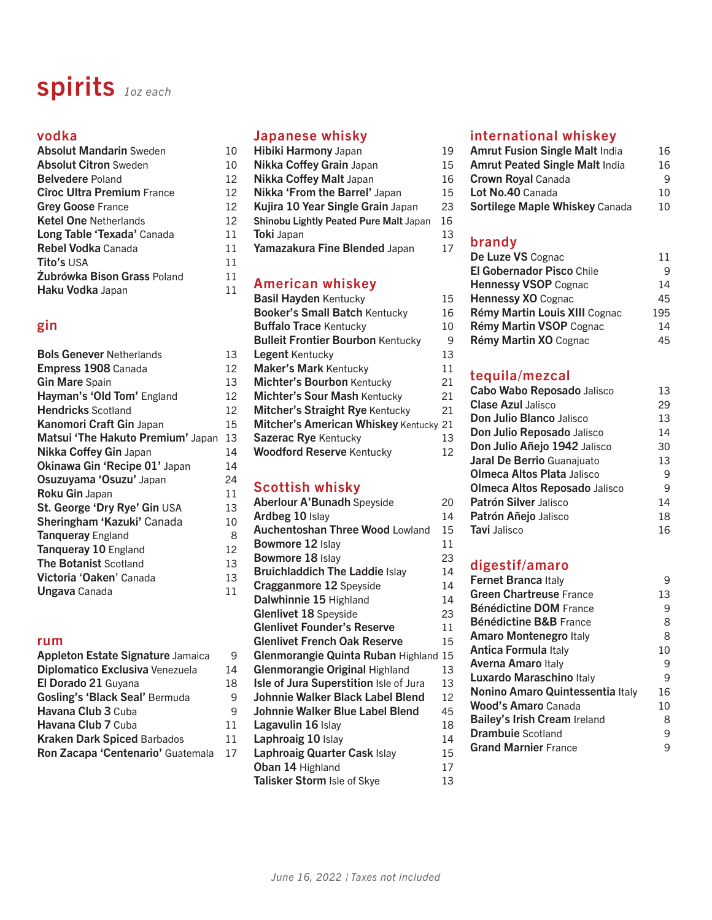# spirits *1oz each*

## vodka

| | |
|---|---|
| **Absolut Mandarin** Sweden | 10 |
| **Absolut Citron** Sweden | 10 |
| **Belvedere** Poland | 12 |
| **Cîroc Ultra Premium** France | 12 |
| **Grey Goose** France | 12 |
| **Ketel One** Netherlands | 12 |
| **Long Table 'Texada'** Canada | 11 |
| **Rebel Vodka** Canada | 11 |
| **Tito's** USA | 11 |
| **Żubrówka Bison Grass** Poland | 11 |
| **Haku Vodka** Japan | 11 |

## gin

| | |
|---|---|
| **Bols Genever** Netherlands | 13 |
| **Empress 1908** Canada | 12 |
| **Gin Mare** Spain | 13 |
| **Hayman's 'Old Tom'** England | 12 |
| **Hendricks** Scotland | 12 |
| **Kanomori Craft Gin** Japan | 15 |
| **Matsui 'The Hakuto Premium'** Japan | 13 |
| **Nikka Coffey Gin** Japan | 14 |
| **Okinawa Gin 'Recipe 01'** Japan | 14 |
| **Osuzuyama 'Osuzu'** Japan | 24 |
| **Roku Gin** Japan | 11 |
| **St. George 'Dry Rye' Gin** USA | 13 |
| **Sheringham 'Kazuki'** Canada | 10 |
| **Tanqueray** England | 8 |
| **Tanqueray 10** England | 12 |
| **The Botanist** Scotland | 13 |
| **Victoria** 'Oaken' Canada | 13 |
| **Ungava** Canada | 11 |

## rum

| | |
|---|---|
| **Appleton Estate Signature** Jamaica | 9 |
| **Diplomatico Exclusiva** Venezuela | 14 |
| **El Dorado 21** Guyana | 18 |
| **Gosling's 'Black Seal'** Bermuda | 9 |
| **Havana Club 3** Cuba | 9 |
| **Havana Club 7** Cuba | 11 |
| **Kraken Dark Spiced** Barbados | 11 |
| **Ron Zacapa 'Centenario'** Guatemala | 17 |

## Japanese whisky

| | |
|---|---|
| **Hibiki Harmony** Japan | 19 |
| **Nikka Coffey Grain** Japan | 15 |
| **Nikka Coffey Malt** Japan | 16 |
| **Nikka 'From the Barrel'** Japan | 15 |
| **Kujira 10 Year Single Grain** Japan | 23 |
| **Shinobu Lightly Peated Pure Malt** Japan | 16 |
| **Toki** Japan | 13 |
| **Yamazakura Fine Blended** Japan | 17 |

## American whiskey

| | |
|---|---|
| **Basil Hayden** Kentucky | 15 |
| **Booker's Small Batch** Kentucky | 16 |
| **Buffalo Trace** Kentucky | 10 |
| **Bulleit Frontier Bourbon** Kentucky | 9 |
| **Legent** Kentucky | 13 |
| **Maker's Mark** Kentucky | 11 |
| **Michter's Bourbon** Kentucky | 21 |
| **Michter's Sour Mash** Kentucky | 21 |
| **Mitcher's Straight Rye** Kentucky | 21 |
| **Mitcher's American Whiskey** Kentucky | 21 |
| **Sazerac Rye** Kentucky | 13 |
| **Woodford Reserve** Kentucky | 12 |

## Scottish whisky

| | |
|---|---|
| **Aberlour A'Bunadh** Speyside | 20 |
| **Ardbeg 10** Islay | 14 |
| **Auchentoshan Three Wood** Lowland | 15 |
| **Bowmore 12** Islay | 11 |
| **Bowmore 18** Islay | 23 |
| **Bruichladdich The Laddie** Islay | 14 |
| **Cragganmore 12** Speyside | 14 |
| **Dalwhinnie 15** Highland | 14 |
| **Glenlivet 18** Speyside | 23 |
| **Glenlivet Founder's Reserve** | 11 |
| **Glenlivet French Oak Reserve** | 15 |
| **Glenmorangie Quinta Ruban** Highland | 15 |
| **Glenmorangie Original** Highland | 13 |
| **Isle of Jura Superstition** Isle of Jura | 13 |
| **Johnnie Walker Black Label Blend** | 12 |
| **Johnnie Walker Blue Label Blend** | 45 |
| **Lagavulin 16** Islay | 18 |
| **Laphroaig 10** Islay | 14 |
| **Laphroaig Quarter Cask** Islay | 15 |
| **Oban 14** Highland | 17 |
| **Talisker Storm** Isle of Skye | 13 |

## international whiskey

| | |
|---|---|
| **Amrut Fusion Single Malt** India | 16 |
| **Amrut Peated Single Malt** India | 16 |
| **Crown Royal** Canada | 9 |
| **Lot No.40** Canada | 10 |
| **Sortilege Maple Whiskey** Canada | 10 |

## brandy

| | |
|---|---|
| **De Luze VS** Cognac | 11 |
| **El Gobernador Pisco** Chile | 9 |
| **Hennessy VSOP** Cognac | 14 |
| **Hennessy XO** Cognac | 45 |
| **Rémy Martin Louis XIII** Cognac | 195 |
| **Rémy Martin VSOP** Cognac | 14 |
| **Rémy Martin XO** Cognac | 45 |

## tequila/mezcal

| | |
|---|---|
| **Cabo Wabo Reposado** Jalisco | 13 |
| **Clase Azul** Jalisco | 29 |
| **Don Julio Blanco** Jalisco | 13 |
| **Don Julio Reposado** Jalisco | 14 |
| **Don Julio Añejo 1942** Jalisco | 30 |
| **Jaral De Berrio** Guanajuato | 13 |
| **Olmeca Altos Plata** Jalisco | 9 |
| **Olmeca Altos Reposado** Jalisco | 9 |
| **Patrón Silver** Jalisco | 14 |
| **Patrón Añejo** Jalisco | 18 |
| **Tavi** Jalisco | 16 |

## digestif/amaro

| | |
|---|---|
| **Fernet Branca** Italy | 9 |
| **Green Chartreuse** France | 13 |
| **Bénédictine DOM** France | 9 |
| **Bénédictine B&B** France | 8 |
| **Amaro Montenegro** Italy | 8 |
| **Antica Formula** Italy | 10 |
| **Averna Amaro** Italy | 9 |
| **Luxardo Maraschino** Italy | 9 |
| **Nonino Amaro Quintessentia** Italy | 16 |
| **Wood's Amaro** Canada | 10 |
| **Bailey's Irish Cream** Ireland | 8 |
| **Drambuie** Scotland | 9 |
| **Grand Marnier** France | 9 |

*June 16, 2022 | Taxes not included*